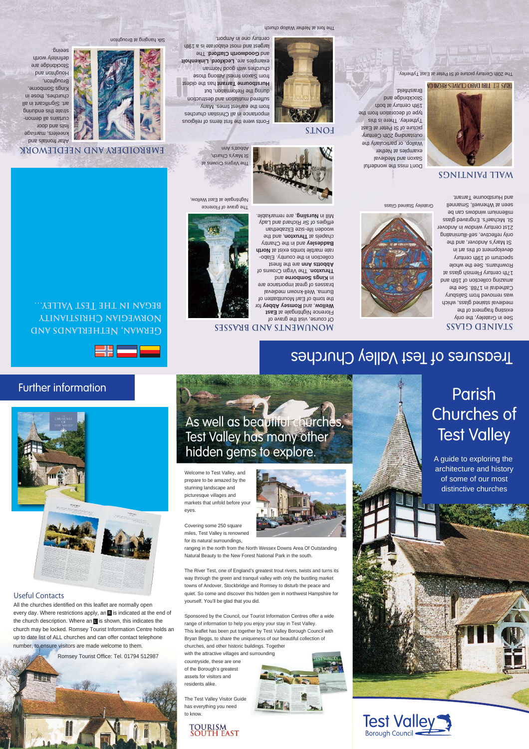# Treasures of Test Valley Churches

## STAINED GLASS

See in Grateley, the only existing fragment of the medieval stained glass, which was removed from Salisbury Cathedral in 1788. See the amazing collection of 16th and 17th century Flemish glass at Rownhams. See the whole spectrum of 19th century development of this art in St Mary's Andover, and the only reflective, self-illuminating 21st century window in Andover St. Michael's. Engraved glass millennium windows can be seen at Wherwell, Smannell and Hurstbourne Tarrant.

Grateley Stained Glass

## WALL PAINTINGS

Don't miss the wonderful Saxon and Medieval examples at Nether Wallop, or particularly the outstanding 20th Century picture of St Peter at East Tytherley. There is this type of decoration from the 19th century at both Stockbridge and Braishfield.

The 20th Century picture of St Peter at East Tytherley.

## MONUMENTS AND BRASSES

Of course, visit the grave of Florence Nightingale at **East Wellow**, and **Romsey Abbey** for the tomb of Earl Mountbatten of Burma. Well-known medieval brasses of great importance are in **Kings Somborne** and **Thruxton**. The Virgin Crowns of **Abbotts Ann** are the finest collection in the country. Elaborate marble tombs exist at **North Baddesley** and in the Chantry chapels at **Thruxton**, and the wooden life-size Elizabethan effigies of Sir Richard and Lady Mill in **Nursling**, are remarkable.

The grave of Florence Nightingale at East Wellow.

The Virgins Crowns at St Mary's Church, Abbot's Ann

## FONTS

Fonts were the first items of religious importance in all Christian churches from the earliest times. Many suffered mutilation and destruction during the Reformation, but **Hurstbourne Tarrant** has the oldest from Saxon times. Among those churches with good Norman examples are, **Leckford**, **Linkenholt** and **Goodworth Clatford**. The largest and most elaborate is a 19th century one in Amport.

The font at Nether Wallop church

## EMBROIDERY AND NEEDLEWORK

Altar frontals and kneelers, marriage lists and door curtains all demonstrate this enduring art. Significant in all churches, those in Kings Somborne, Broughton, Houghton and Stockbridge are definitely worth seeing.

Silk hanging at Broughton

GERMAN, NETHERLANDS AND NORWEGIAN CHRISTIANITY BEGAN IN THE TEST VALLEY...

# Parish Churches of Test Valley

A guide to exploring the architecture and history of some of our most distinctive churches

Test Valley Borough Council

## As well as beautiful churches, Test Valley has many other hidden gems to explore.

Welcome to Test Valley, and prepare to be amazed by the stunning landscape and picturesque villages and markets that unfold before your eyes.

Covering some 250 square miles, Test Valley is renowned for its natural surroundings, ranging in the north from the North Wessex Downs Area Of Outstanding Natural Beauty to the New Forest National Park in the south.

The River Test, one of England's greatest trout rivers, twists and turns its way through the green and tranquil valley with only the bustling market towns of Andover, Stockbridge and Romsey to disturb the peace and quiet. So come and discover this hidden gem in northwest Hampshire for yourself. You'll be glad that you did.

Sponsored by the Council, our Tourist Information Centres offer a wide range of information to help you enjoy your stay in Test Valley. This leaflet has been put together by Test Valley Borough Council with Bryan Beggs, to share the uniqueness of our beautiful collection of churches, and other historic buildings. Together with the attractive villages and surrounding countryside, these are one of the Borough's greatest assets for visitors and residents alike.

The Test Valley Visitor Guide has everything you need to know.

TOURISM SOUTH EAST

## Further information

### Useful Contacts

All the churches identified on this leaflet are normally open every day. Where restrictions apply, an R is indicated at the end of the church description. Where an L is shown, this indicates the church may be locked. Romsey Tourist Information Centre holds an up to date list of ALL churches and can offer contact telephone number, to ensure visitors are made welcome to them.

Romsey Tourist Office: Tel. 01794 512987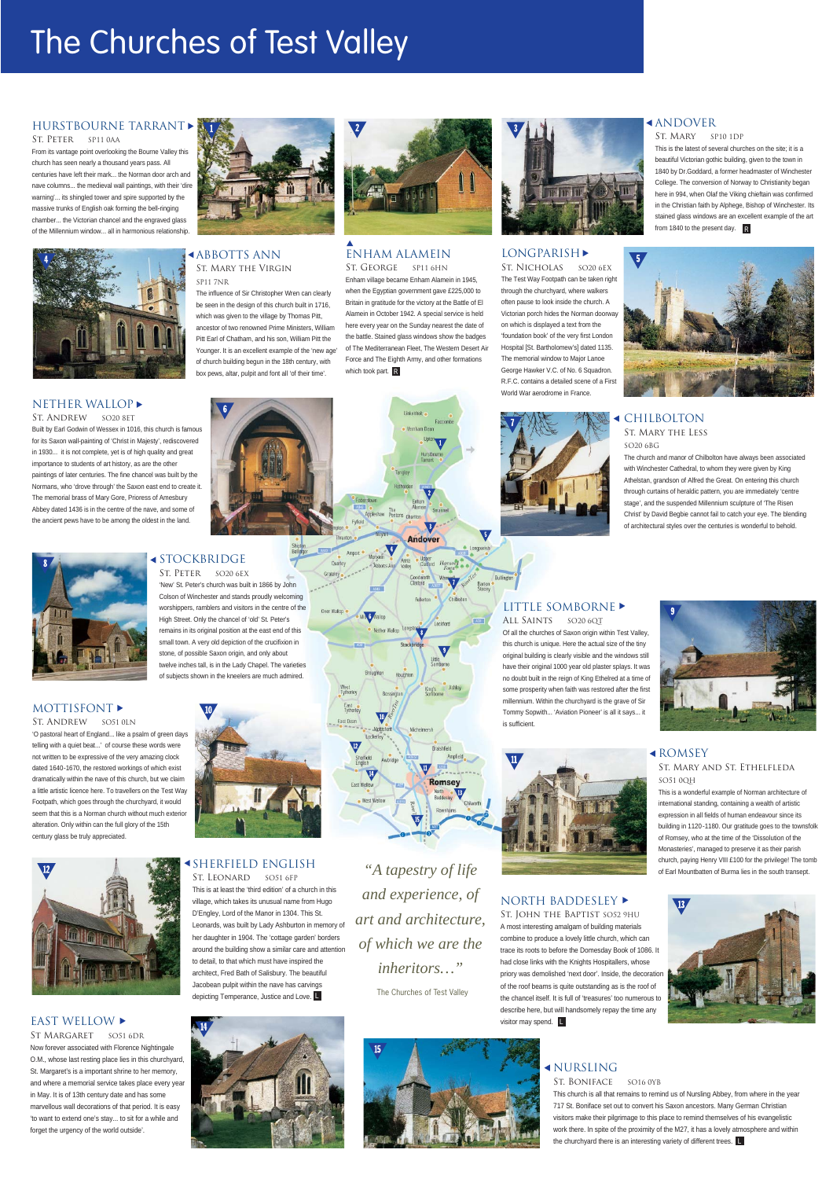# The Churches of Test Valley

## HURSTBOURNE TARRANT

St. Peter SP11 0AA

From its vantage point overlooking the Bourne Valley this church has seen nearly a thousand years pass. All centuries have left their mark... the Norman door arch and nave columns... the medieval wall paintings, with their 'dire warning'... its shingled tower and spire supported by the massive trunks of English oak forming the bell-ringing chamber... the Victorian chancel and the engraved glass of the Millennium window... all in harmonious relationship.

## ANDOVER

St. Mary SP10 1DP

This is the latest of several churches on the site; it is a beautiful Victorian gothic building, given to the town in 1840 by Dr.Godard, a former headmaster of Winchester College. The conversion of Norway to Christianity began here in 994, when Olaf the Viking chieftain was confirmed in the Christian faith by Alphege, Bishop of Winchester. Its stained glass windows are an excellent example of the art from 1840 to the present day. R

## ABBOTTS ANN

St. Mary the Virgin SP11 7NR

The influence of Sir Christopher Wren can clearly be seen in the design of this church built in 1716, which was given to the village by Thomas Pitt, ancestor of two renowned Prime Ministers, William Pitt Earl of Chatham, and his son, William Pitt the Younger. It is an excellent example of the 'new age' of church building begun in the 18th century, with box pews, altar, pulpit and font all 'of their time'.

## ENHAM ALAMEIN

St. George SP11 6HN

Enham village became Enham Alamein in 1945, when the Egyptian government gave £225,000 to Britain in gratitude for the victory at the Battle of El Alamein in October 1942. A special service is held here every year on the Sunday nearest the date of the battle. Stained glass windows show the badges of The Mediterranean Fleet, The Western Desert Air Force and The Eighth Army, and other formations which took part. R

## LONGPARISH

St. Nicholas SO20 6EX

The Test Way Footpath can be taken right through the churchyard, where walkers often pause to look inside the church. A Victorian porch hides the Norman doorway on which is displayed a text from the 'foundation book' of the very first London Hospital [St. Bartholomew's] dated 1135. The memorial window to Major Lanoe George Hawker V.C. of No. 6 Squadron. R.F.C. contains a detailed scene of a First World War aerodrome in France.

## NETHER WALLOP

St. Andrew SO20 8ET

Built by Earl Godwin of Wessex in 1016, this church is famous for its Saxon wall-painting of 'Christ in Majesty', rediscovered in 1930... it is not complete, yet is of high quality and great importance to students of art history, as are the other paintings of later centuries. The fine chancel was built by the Normans, who 'drove through' the Saxon east end to create it. The memorial brass of Mary Gore, Prioress of Amesbury Abbey dated 1436 is in the centre of the nave, and some of the ancient pews have to be among the oldest in the land.

## CHILBOLTON

St. Mary the Less SO20 6BG

The church and manor of Chilbolton have always been associated with Winchester Cathedral, to whom they were given by King Athelstan, grandson of Alfred the Great. On entering this church through curtains of heraldic patterns, you are immediately 'centre stage', and the suspended Millennium sculpture of 'The Risen Christ' by David Begbie cannot fail to catch your eye. The blending of architectural styles over the centuries is wonderful to behold.

## STOCKBRIDGE

St. Peter SO20 6EX

'New' St. Peter's church was built in 1866 by John Colson of Winchester and stands proudly welcoming worshippers, ramblers and visitors in the centre of the High Street. Only the chancel of 'old' St. Peter's remains in its original position at the east end of this small town. A very old depiction of the crucifixion in stone, of possible Saxon origin, and only about twelve inches tall, is in the Lady Chapel. The varieties of subjects shown in the kneelers are much admired.

## LITTLE SOMBORNE

All Saints SO20 6QT

Of all the churches of Saxon origin within Test Valley, this church is unique. Here the actual size of the tiny original building is clearly visible and the windows still have their original 1000 year old plaster splays. It was no doubt built in the reign of King Ethelred at a time of some prosperity when faith was restored after the first millennium. Within the churchyard is the grave of Sir Tommy Sopwith... 'Aviation Pioneer' is all it says... it is sufficient.

## MOTTISFONT

St. Andrew SO51 0LN

'O pastoral heart of England... like a psalm of green days telling with a quiet beat...' of course these words were not written to be expressive of the very amazing clock dated 1640-1670, the restored workings of which exist dramatically within the nave of this church, but we claim a little artistic licence here. To travellers on the Test Way Footpath, which goes through the churchyard, it would seem that this is a Norman church without much exterior alteration. Only within can the full glory of the 15th century glass be truly appreciated.

## ROMSEY

St. Mary and St. Ethelfleda SO51 0QH

This is a wonderful example of Norman architecture of international standing, containing a wealth of artistic expression in all fields of human endeavour since its building in 1120-1180. Our gratitude goes to the townsfolk of Romsey, who at the time of the 'Dissolution of the Monasteries', managed to preserve it as their parish church, paying Henry VIII £100 for the privilege! The tomb of Earl Mountbatten of Burma lies in the south transept.

## SHERFIELD ENGLISH

St. Leonard SO51 6FP

This is at least the 'third edition' of a church in this village, which takes its unusual name from Hugo D'Engley, Lord of the Manor in 1304. This St. Leonards, was built by Lady Ashburton in memory of her daughter in 1904. The 'cottage garden' borders around the building show a similar care and attention to detail, to that which must have inspired the architect, Fred Bath of Salisbury. The beautiful Jacobean pulpit within the nave has carvings depicting Temperance, Justice and Love. L

*"A tapestry of life and experience, of art and architecture, of which we are the inheritors..."*

The Churches of Test Valley

## NORTH BADDESLEY

St. John the Baptist SO52 9HU

A most interesting amalgam of building materials combine to produce a lovely little church, which can trace its roots to before the Domesday Book of 1086. It had close links with the Knights Hospitallers, whose priory was demolished 'next door'. Inside, the decoration of the roof beams is quite outstanding as is the roof of the chancel itself. It is full of 'treasures' too numerous to describe here, but will handsomely repay the time any visitor may spend. L

## EAST WELLOW

St Margaret SO51 6DR

Now forever associated with Florence Nightingale O.M., whose last resting place lies in this churchyard, St. Margaret's is a important shrine to her memory, and where a memorial service takes place every year in May. It is of 13th century date and has some marvellous wall decorations of that period. It is easy 'to want to extend one's stay... to sit for a while and forget the urgency of the world outside'.

## NURSLING

St. Boniface SO16 0YB

This church is all that remains to remind us of Nursling Abbey, from where in the year 717 St. Boniface set out to convert his Saxon ancestors. Many German Christian visitors make their pilgrimage to this place to remind themselves of his evangelistic work there. In spite of the proximity of the M27, it has a lovely atmosphere and within the churchyard there is an interesting variety of different trees. L